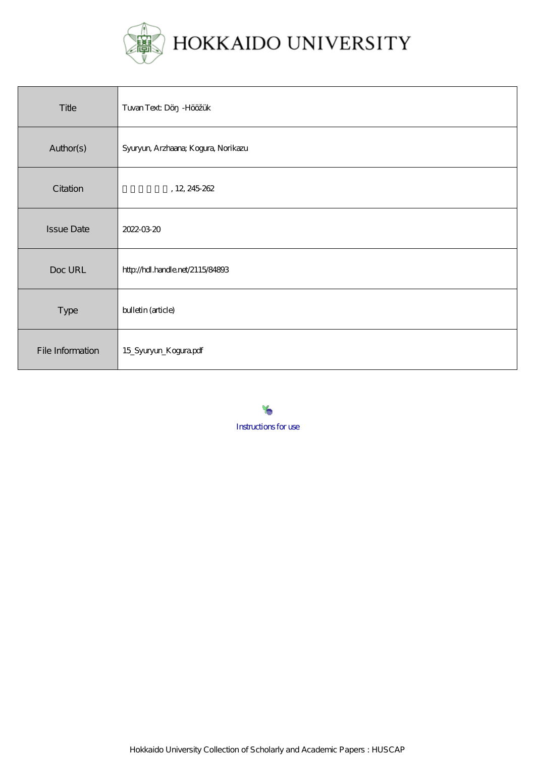HOKKAIDO UNIVERSITY

| Title | Tuvan Text: Döŋ -Hööžük |
| --- | --- |
| Author(s) | Syuryun, Arzhaana; Kogura, Norikazu |
| Citation | , 12, 245-262 |
| Issue Date | 2022-03-20 |
| Doc URL | http://hdl.handle.net/2115/84893 |
| Type | bulletin (article) |
| File Information | 15_Syuryun_Kogura.pdf |

Instructions for use

Hokkaido University Collection of Scholarly and Academic Papers : HUSCAP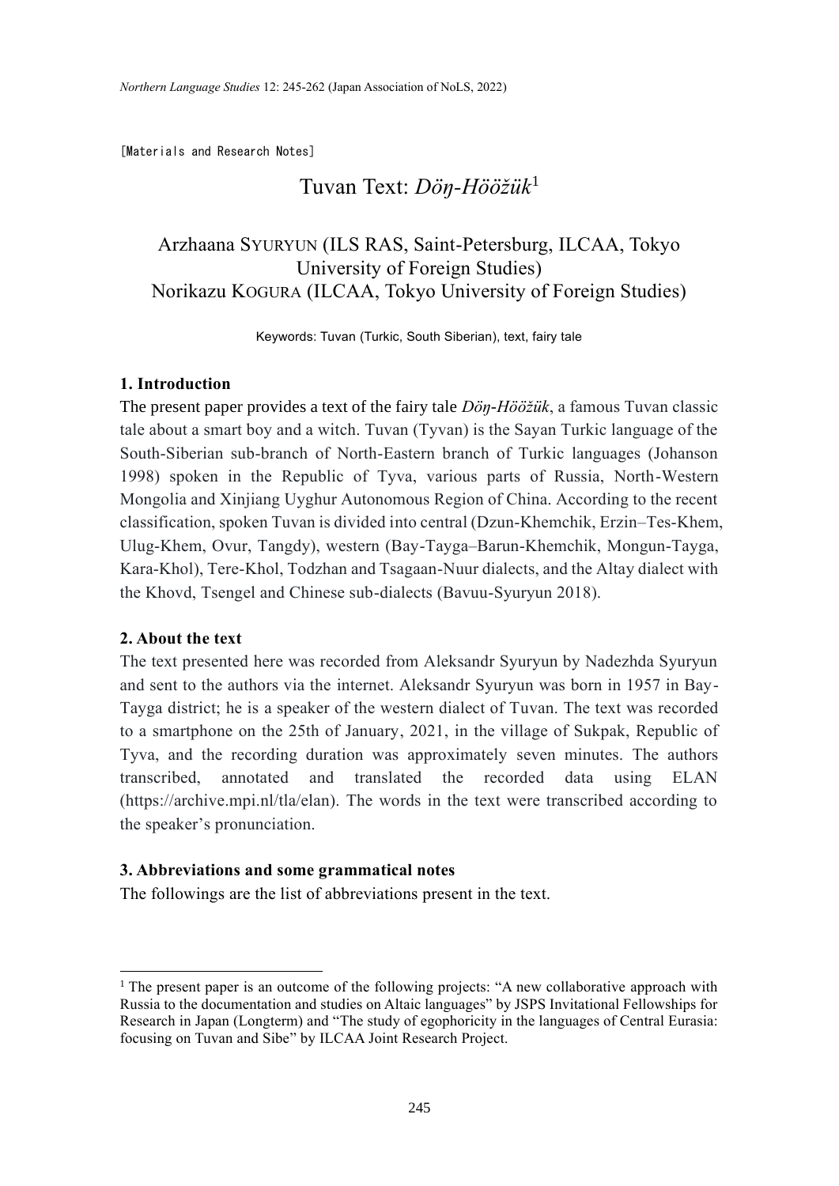[Materials and Research Notes]

# Tuvan Text: *Döŋ-Hööžük*[1]

Arzhaana SYURYUN (ILS RAS, Saint-Petersburg, ILCAA, Tokyo University of Foreign Studies)
Norikazu KOGURA (ILCAA, Tokyo University of Foreign Studies)

Keywords: Tuvan (Turkic, South Siberian), text, fairy tale

## 1. Introduction

The present paper provides a text of the fairy tale *Döŋ-Hööžük*, a famous Tuvan classic tale about a smart boy and a witch. Tuvan (Tyvan) is the Sayan Turkic language of the South-Siberian sub-branch of North-Eastern branch of Turkic languages (Johanson 1998) spoken in the Republic of Tyva, various parts of Russia, North-Western Mongolia and Xinjiang Uyghur Autonomous Region of China. According to the recent classification, spoken Tuvan is divided into central (Dzun-Khemchik, Erzin–Tes-Khem, Ulug-Khem, Ovur, Tangdy), western (Bay-Tayga–Barun-Khemchik, Mongun-Tayga, Kara-Khol), Tere-Khol, Todzhan and Tsagaan-Nuur dialects, and the Altay dialect with the Khovd, Tsengel and Chinese sub-dialects (Bavuu-Syuryun 2018).

## 2. About the text

The text presented here was recorded from Aleksandr Syuryun by Nadezhda Syuryun and sent to the authors via the internet. Aleksandr Syuryun was born in 1957 in Bay-Tayga district; he is a speaker of the western dialect of Tuvan. The text was recorded to a smartphone on the 25th of January, 2021, in the village of Sukpak, Republic of Tyva, and the recording duration was approximately seven minutes. The authors transcribed, annotated and translated the recorded data using ELAN (https://archive.mpi.nl/tla/elan). The words in the text were transcribed according to the speaker's pronunciation.

## 3. Abbreviations and some grammatical notes

The followings are the list of abbreviations present in the text.

---

[1] The present paper is an outcome of the following projects: "A new collaborative approach with Russia to the documentation and studies on Altaic languages" by JSPS Invitational Fellowships for Research in Japan (Longterm) and "The study of egophoricity in the languages of Central Eurasia: focusing on Tuvan and Sibe" by ILCAA Joint Research Project.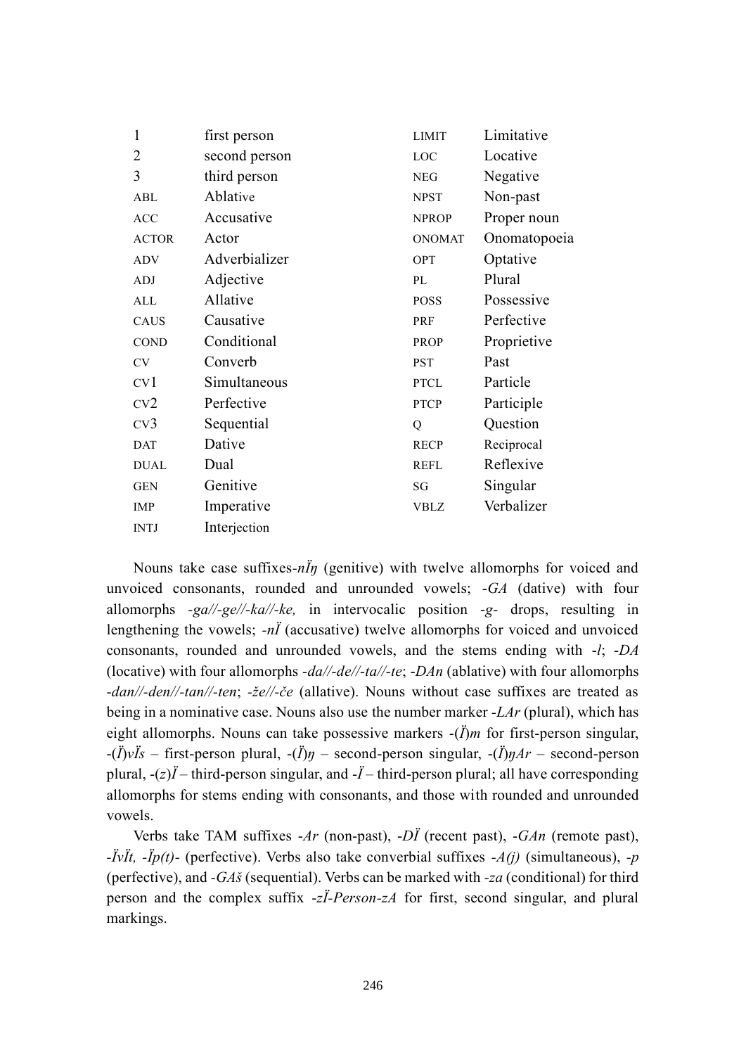| | | | |
|---|---|---|---|
| 1 | first person | LIMIT | Limitative |
| 2 | second person | LOC | Locative |
| 3 | third person | NEG | Negative |
| ABL | Ablative | NPST | Non-past |
| ACC | Accusative | NPROP | Proper noun |
| ACTOR | Actor | ONOMAT | Onomatopoeia |
| ADV | Adverbializer | OPT | Optative |
| ADJ | Adjective | PL | Plural |
| ALL | Allative | POSS | Possessive |
| CAUS | Causative | PRF | Perfective |
| COND | Conditional | PROP | Proprietive |
| CV | Converb | PST | Past |
| CV1 | Simultaneous | PTCL | Particle |
| CV2 | Perfective | PTCP | Participle |
| CV3 | Sequential | Q | Question |
| DAT | Dative | RECP | Reciprocal |
| DUAL | Dual | REFL | Reflexive |
| GEN | Genitive | SG | Singular |
| IMP | Imperative | VBLZ | Verbalizer |
| INTJ | Interjection | | |

Nouns take case suffixes-*nÏŋ* (genitive) with twelve allomorphs for voiced and unvoiced consonants, rounded and unrounded vowels; -*GA* (dative) with four allomorphs *-ga//-ge//-ka//-ke,* in intervocalic position -*g*- drops, resulting in lengthening the vowels; *-nÏ* (accusative) twelve allomorphs for voiced and unvoiced consonants, rounded and unrounded vowels, and the stems ending with -*l*; -*DA* (locative) with four allomorphs *-da//-de//-ta//-te*; -*DAn* (ablative) with four allomorphs *-dan//-den//-tan//-ten*; *-že//-če* (allative). Nouns without case suffixes are treated as being in a nominative case. Nouns also use the number marker *-LAr* (plural), which has eight allomorphs. Nouns can take possessive markers -(*Ï*)*m* for first-person singular, -(*Ï*)*vÏs* – first-person plural, -(*Ï*)*ŋ* – second-person singular, -(*Ï*)*ŋAr* – second-person plural, -(*z*)*Ï* – third-person singular, and -*Ï* – third-person plural; all have corresponding allomorphs for stems ending with consonants, and those with rounded and unrounded vowels.

Verbs take TAM suffixes -*Ar* (non-past), -*DÏ* (recent past), -*GAn* (remote past), *-ÏvÏt, -Ïp(t)-* (perfective). Verbs also take converbial suffixes *-A(j)* (simultaneous), *-p* (perfective), and *-GAš* (sequential). Verbs can be marked with *-za* (conditional) for third person and the complex suffix *-zÏ-Person-zA* for first, second singular, and plural markings.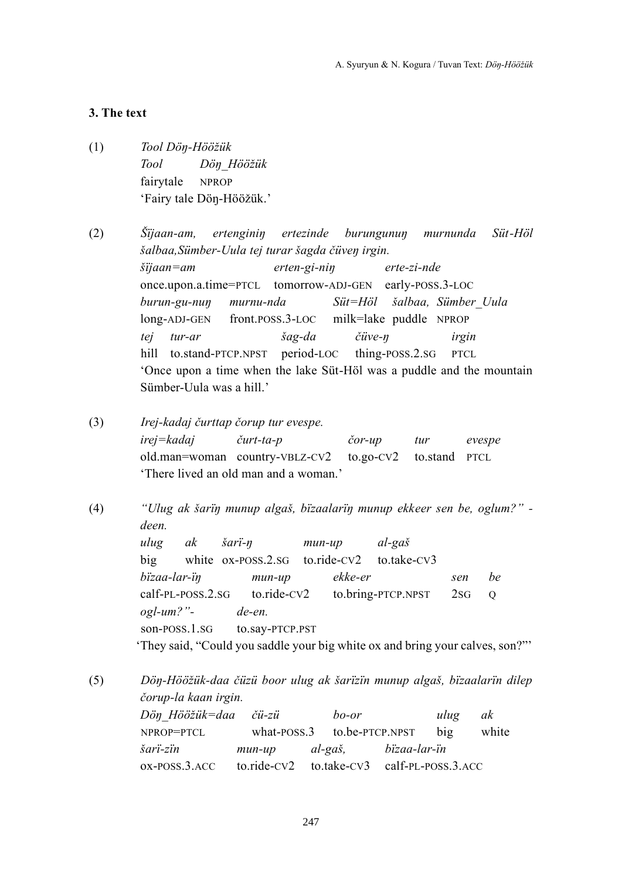## 3. The text

(1) *Tool Döŋ-Hööžük*
*Tool* *Döŋ_Hööžük*
fairytale NPROP
'Fairy tale Döŋ-Hööžük.'

(2) *Šijaan-am, ertenginiŋ ertezinde burungunuŋ murnunda Süt-Höl šalbaa,Sümber-Uula tej turar šagda čüveŋ irgin.*
*šijaan=am* *erten-gi-niŋ* *erte-zi-nde*
once.upon.a.time=PTCL tomorrow-ADJ-GEN early-POSS.3-LOC
*burun-gu-nuŋ* *murnu-nda* *Süt=Höl* *šalbaa,* *Sümber_Uula*
long-ADJ-GEN front.POSS.3-LOC milk=lake puddle NPROP
*tej* *tur-ar* *šag-da* *čüve-ŋ* *irgin*
hill to.stand-PTCP.NPST period-LOC thing-POSS.2.SG PTCL
'Once upon a time when the lake Süt-Höl was a puddle and the mountain Sümber-Uula was a hill.'

(3) *Irej-kadaj čurttap čorup tur evespe.*
*irej=kadaj* *čurt-ta-p* *čor-up* *tur* *evespe*
old.man=woman country-VBLZ-CV2 to.go-CV2 to.stand PTCL
'There lived an old man and a woman.'

(4) *"Ulug ak šarïŋ munup algaš, bïzaalarïŋ munup ekkeer sen be, oglum?" - deen.*
*ulug* *ak* *šarï-ŋ* *mun-up* *al-gaš*
big white ox-POSS.2.SG to.ride-CV2 to.take-CV3
*bïzaa-lar-ïŋ* *mun-up* *ekke-er* *sen* *be*
calf-PL-POSS.2.SG to.ride-CV2 to.bring-PTCP.NPST 2SG Q
*ogl-um?"-* *de-en.*
son-POSS.1.SG to.say-PTCP.PST
'They said, "Could you saddle your big white ox and bring your calves, son?"'

(5) *Döŋ-Hööžük-daa čüzü boor ulug ak šarïzïn munup algaš, bïzaalarïn dilep čorup-la kaan irgin.*
*Döŋ_Hööžük=daa* *čü-zü* *bo-or* *ulug* *ak*
NPROP=PTCL what-POSS.3 to.be-PTCP.NPST big white
*šarï-zïn* *mun-up* *al-gaš,* *bïzaa-lar-ïn*
ox-POSS.3.ACC to.ride-CV2 to.take-CV3 calf-PL-POSS.3.ACC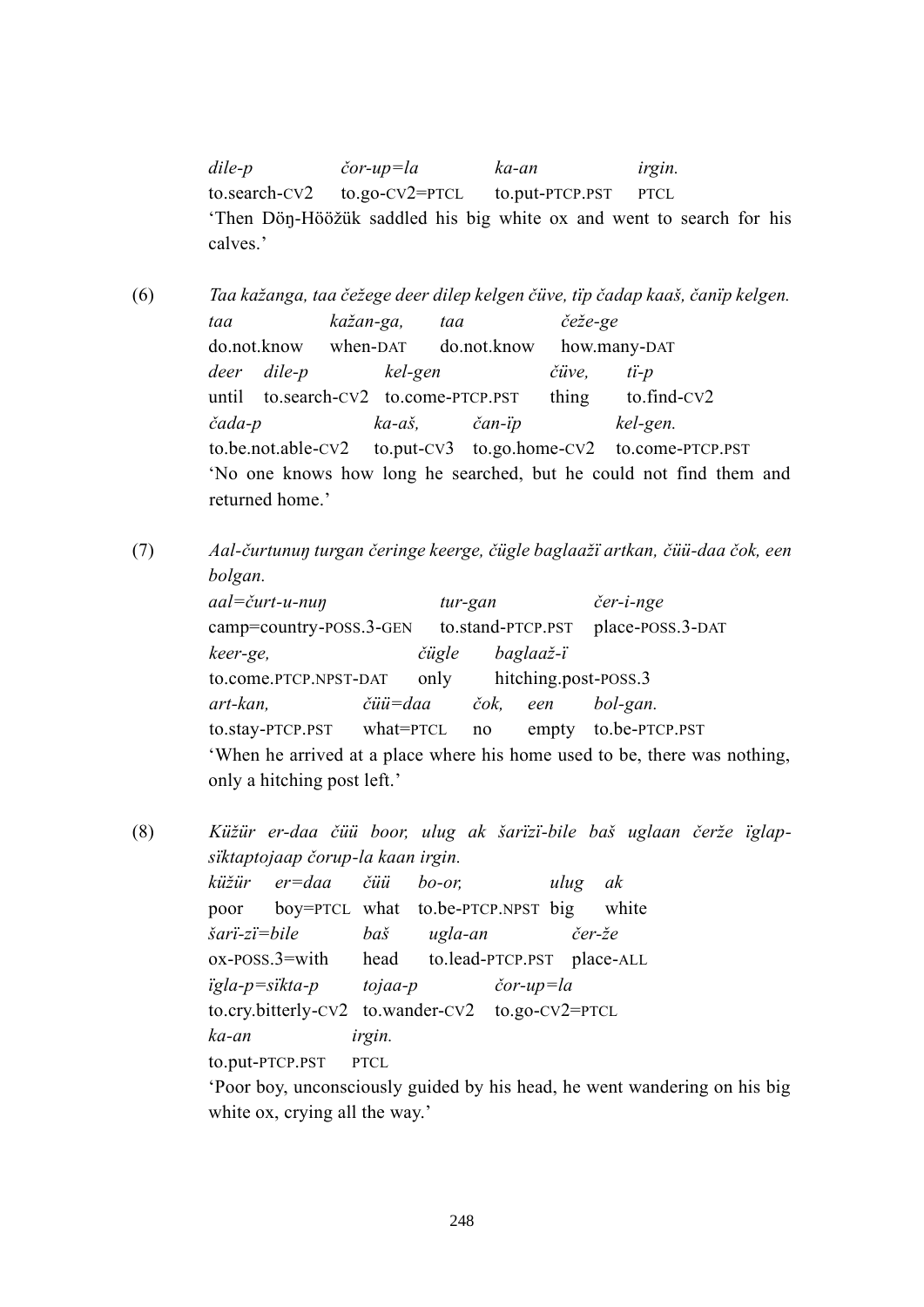| *dile-p* | *čor-up=la* | *ka-an* | *irgin.* |
|---|---|---|---|
| to.search-CV2 | to.go-CV2=PTCL | to.put-PTCP.PST | PTCL |

'Then Döŋ-Hööžük saddled his big white ox and went to search for his calves.'

(6) *Taa kažanga, taa čežege deer dilep kelgen čüve, tïp čadap kaaš, čanïp kelgen.*

| *taa* | *kažan-ga,* | *taa* | *čeže-ge* |
|---|---|---|---|
| do.not.know | when-DAT | do.not.know | how.many-DAT |

| *deer* | *dile-p* | *kel-gen* | *čüve,* | *tï-p* |
|---|---|---|---|---|
| until | to.search-CV2 | to.come-PTCP.PST | thing | to.find-CV2 |

| *čada-p* | *ka-aš,* | *čan-ïp* | *kel-gen.* |
|---|---|---|---|
| to.be.not.able-CV2 | to.put-CV3 | to.go.home-CV2 | to.come-PTCP.PST |

'No one knows how long he searched, but he could not find them and returned home.'

(7) *Aal-čurtunuŋ turgan čeringe keerge, čügle baglaažï artkan, čüü-daa čok, een bolgan.*

| *aal=čurt-u-nuŋ* | *tur-gan* | *čer-i-nge* |
|---|---|---|
| camp=country-POSS.3-GEN | to.stand-PTCP.PST | place-POSS.3-DAT |

| *keer-ge,* | *čügle* | *baglaaž-ï* |
|---|---|---|
| to.come.PTCP.NPST-DAT | only | hitching.post-POSS.3 |

| *art-kan,* | *čüü=daa* | *čok,* | *een* | *bol-gan.* |
|---|---|---|---|---|
| to.stay-PTCP.PST | what=PTCL | no | empty | to.be-PTCP.PST |

'When he arrived at a place where his home used to be, there was nothing, only a hitching post left.'

(8) *Küžür er-daa čüü boor, ulug ak šarïzï-bile baš uglaan čerže ïglap-sïktaptojaap čorup-la kaan irgin.*

| *küžür* | *er=daa* | *čüü* | *bo-or,* | *ulug* | *ak* |
|---|---|---|---|---|---|
| poor | boy=PTCL | what | to.be-PTCP.NPST | big | white |

| *šarï-zï=bile* | *baš* | *ugla-an* | *čer-že* |
|---|---|---|---|
| ox-POSS.3=with | head | to.lead-PTCP.PST | place-ALL |

| *ïgla-p=sïkta-p* | *tojaa-p* | *čor-up=la* |
|---|---|---|
| to.cry.bitterly-CV2 | to.wander-CV2 | to.go-CV2=PTCL |

| *ka-an* | *irgin.* |
|---|---|
| to.put-PTCP.PST | PTCL |

'Poor boy, unconsciously guided by his head, he went wandering on his big white ox, crying all the way.'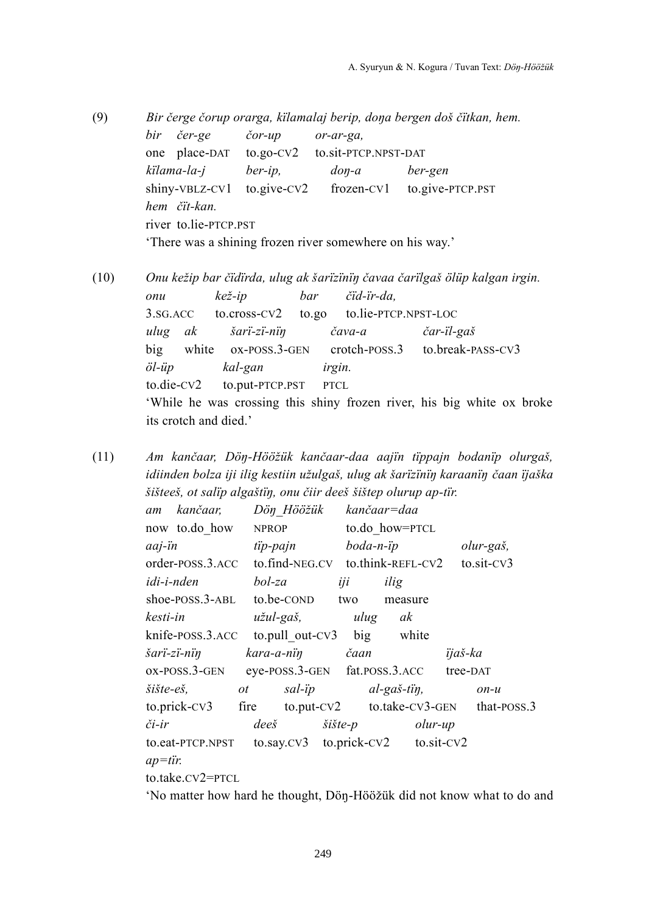(9) *Bir čerge čorup orarga, kïlamalaj berip, doŋa bergen doš čïtkan, hem.*

| *bir* | *čer-ge* | *čor-up* | *or-ar-ga,* |
|---|---|---|---|
| one | place-DAT | to.go-CV2 | to.sit-PTCP.NPST-DAT |

| *kïlama-la-j* | *ber-ip,* | *doŋ-a* | *ber-gen* |
|---|---|---|---|
| shiny-VBLZ-CV1 | to.give-CV2 | frozen-CV1 | to.give-PTCP.PST |

| *hem* | *čït-kan.* |
|---|---|
| river | to.lie-PTCP.PST |

'There was a shining frozen river somewhere on his way.'

(10) *Onu kežip bar čïdïrda, ulug ak šarïzïnïŋ čavaa čarïlgaš ölüp kalgan irgin.*

| *onu* | *kež-ip* | *bar* | *čïd-ïr-da,* |
|---|---|---|---|
| 3.SG.ACC | to.cross-CV2 | to.go | to.lie-PTCP.NPST-LOC |

| *ulug* | *ak* | *šarï-zï-nïŋ* | *čava-a* | *čar-ïl-gaš* |
|---|---|---|---|---|
| big | white | ox-POSS.3-GEN | crotch-POSS.3 | to.break-PASS-CV3 |

| *öl-üp* | *kal-gan* | *irgin.* |
|---|---|---|
| to.die-CV2 | to.put-PTCP.PST | PTCL |

'While he was crossing this shiny frozen river, his big white ox broke its crotch and died.'

(11) *Am kančaar, Döŋ-Hööžük kančaar-daa aajïn tïppajn bodanïp olurgaš, idiinden bolza iji ilig kestiin užulgaš, ulug ak šarïzïnïŋ karaanïŋ čaan ïjaška šišteeš, ot salïp algaštïŋ, onu čiir deeš šištep olurup ap-tïr.*

| *am* | *kančaar,* | *Döŋ_Hööžük* | *kančaar=daa* |
|---|---|---|---|
| now | to.do_how | NPROP | to.do_how=PTCL |

| *aaj-ïn* | *tïp-pajn* | *boda-n-ïp* | *olur-gaš,* |
|---|---|---|---|
| order-POSS.3.ACC | to.find-NEG.CV | to.think-REFL-CV2 | to.sit-CV3 |

| *idi-i-nden* | *bol-za* | *iji* | *ilig* |
|---|---|---|---|
| shoe-POSS.3-ABL | to.be-COND | two | measure |

| *kesti-in* | *užul-gaš,* | *ulug* | *ak* |
|---|---|---|---|
| knife-POSS.3.ACC | to.pull_out-CV3 | big | white |

| *šarï-zï-nïŋ* | *kara-a-nïŋ* | *čaan* | *ïjaš-ka* |
|---|---|---|---|
| ox-POSS.3-GEN | eye-POSS.3-GEN | fat.POSS.3.ACC | tree-DAT |

| *šište-eš,* | *ot* | *sal-ïp* | *al-gaš-tïŋ,* | *on-u* |
|---|---|---|---|---|
| to.prick-CV3 | fire | to.put-CV2 | to.take-CV3-GEN | that-POSS.3 |

| *či-ir* | *deeš* | *šište-p* | *olur-up* |
|---|---|---|---|
| to.eat-PTCP.NPST | to.say.CV3 | to.prick-CV2 | to.sit-CV2 |

| *ap=tïr.* |
|---|
| to.take.CV2=PTCL |

'No matter how hard he thought, Döŋ-Hööžük did not know what to do and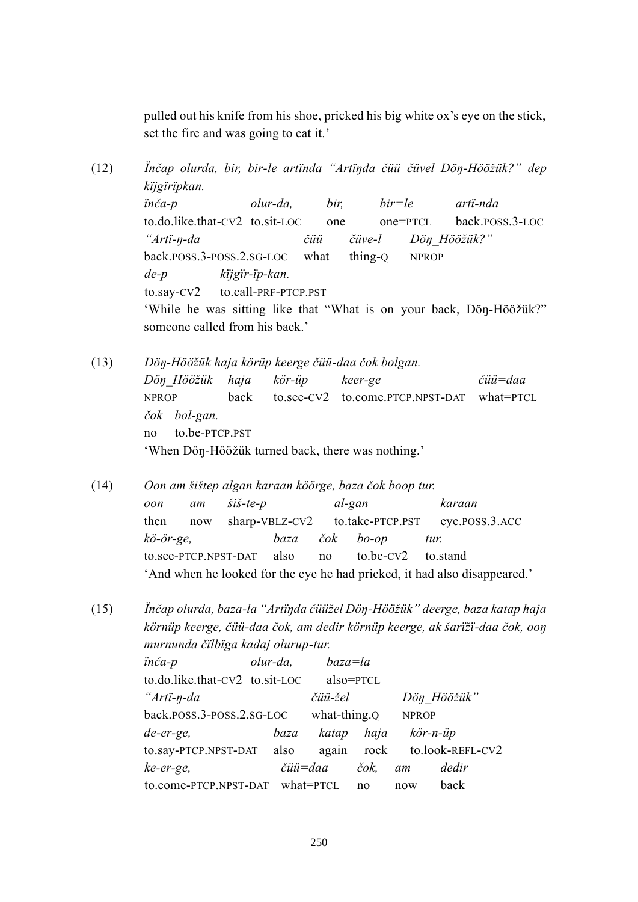pulled out his knife from his shoe, pricked his big white ox's eye on the stick, set the fire and was going to eat it.'

(12) *Ïnčap olurda, bir, bir-le artïnda "Artïŋda čüü čüvel Döŋ-Höözük?" dep kïjgïrïpkan.*

| *ïnča-p* | *olur-da,* | *bir,* | *bir=le* | *artï-nda* |
|---|---|---|---|---|
| to.do.like.that-CV2 | to.sit-LOC | one | one=PTCL | back.POSS.3-LOC |

| *"Artï-ŋ-da* | *čüü* | *čüve-l* | *Döŋ_Höözük?"* |
|---|---|---|---|
| back.POSS.3-POSS.2.SG-LOC | what | thing-Q | NPROP |

| *de-p* | *kïjgïr-ïp-kan.* |
|---|---|
| to.say-CV2 | to.call-PRF-PTCP.PST |

'While he was sitting like that "What is on your back, Döŋ-Höözük?" someone called from his back.'

(13) *Döŋ-Höözük haja körüp keerge čüü-daa čok bolgan.*

| *Döŋ_Höözük* | *haja* | *kör-üp* | *keer-ge* | *čüü=daa* |
|---|---|---|---|---|
| NPROP | back | to.see-CV2 | to.come.PTCP.NPST-DAT | what=PTCL |

| *čok* | *bol-gan.* |
|---|---|
| no | to.be-PTCP.PST |

'When Döŋ-Höözük turned back, there was nothing.'

(14) *Oon am šištep algan karaan köörge, baza čok boop tur.*

| *oon* | *am* | *šiš-te-p* | *al-gan* | *karaan* |
|---|---|---|---|---|
| then | now | sharp-VBLZ-CV2 | to.take-PTCP.PST | eye.POSS.3.ACC |

| *kö-ör-ge,* | *baza* | *čok* | *bo-op* | *tur.* |
|---|---|---|---|---|
| to.see-PTCP.NPST-DAT | also | no | to.be-CV2 | to.stand |

'And when he looked for the eye he had pricked, it had also disappeared.'

(15) *Ïnčap olurda, baza-la "Artïŋda čüüžel Döŋ-Höözük" deerge, baza katap haja körnüp keerge, čüü-daa čok, am dedir körnüp keerge, ak šarïžï-daa čok, ooŋ murnunda čïlbïga kadaj olurup-tur.*

| *ïnča-p* | *olur-da,* | *baza=la* |
|---|---|---|
| to.do.like.that-CV2 | to.sit-LOC | also=PTCL |

| *"Artï-ŋ-da* | *čüü-žel* | *Döŋ_Höözük"* |
|---|---|---|
| back.POSS.3-POSS.2.SG-LOC | what-thing.Q | NPROP |

| *de-er-ge,* | *baza* | *katap* | *haja* | *kör-n-üp* |
|---|---|---|---|---|
| to.say-PTCP.NPST-DAT | also | again | rock | to.look-REFL-CV2 |

| *ke-er-ge,* | *čüü=daa* | *čok,* | *am* | *dedir* |
|---|---|---|---|---|
| to.come-PTCP.NPST-DAT | what=PTCL | no | now | back |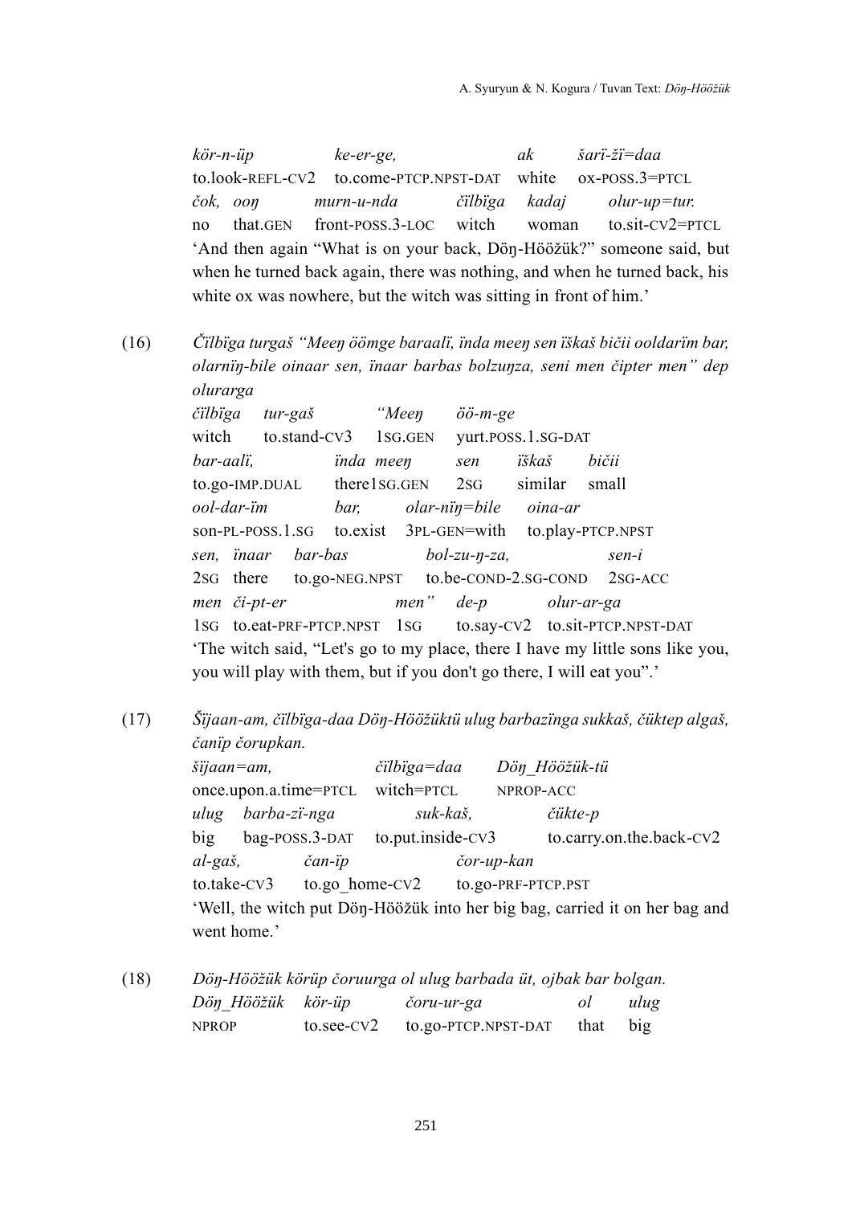| *kör-n-üp* | *ke-er-ge,* | *ak* | *šarï-žï=daa* |
|---|---|---|---|
| to.look-REFL-CV2 | to.come-PTCP.NPST-DAT | white | ox-POSS.3=PTCL |

| *čok,* | *ooŋ* | *murn-u-nda* | *čïlbïga* | *kadaj* | *olur-up=tur.* |
|---|---|---|---|---|---|
| no | that.GEN | front-POSS.3-LOC | witch | woman | to.sit-CV2=PTCL |

'And then again "What is on your back, Döŋ-Höözük?" someone said, but when he turned back again, there was nothing, and when he turned back, his white ox was nowhere, but the witch was sitting in front of him.'

(16) *Čïlbïga turgaš "Meeŋ öömge baraalï, ïnda meeŋ sen ïškaš bičii ooldarïm bar, olarnïŋ-bile oinaar sen, ïnaar barbas bolzuŋza, seni men čipter men" dep olurarga*

| *čïlbïga* | *tur-gaš* | *"Meeŋ* | *öö-m-ge* |
|---|---|---|---|
| witch | to.stand-CV3 | 1SG.GEN | yurt.POSS.1.SG-DAT |

| *bar-aalï,* | *ïnda* | *meeŋ* | *sen* | *ïškaš* | *bičii* |
|---|---|---|---|---|---|
| to.go-IMP.DUAL | there | 1SG.GEN | 2SG | similar | small |

| *ool-dar-ïm* | *bar,* | *olar-nïŋ=bile* | *oina-ar* |
|---|---|---|---|
| son-PL-POSS.1.SG | to.exist | 3PL-GEN=with | to.play-PTCP.NPST |

| *sen,* | *ïnaar* | *bar-bas* | *bol-zu-ŋ-za,* | *sen-i* |
|---|---|---|---|---|
| 2SG | there | to.go-NEG.NPST | to.be-COND-2.SG-COND | 2SG-ACC |

| *men* | *či-pt-er* | *men"* | *de-p* | *olur-ar-ga* |
|---|---|---|---|---|
| 1SG | to.eat-PRF-PTCP.NPST | 1SG | to.say-CV2 | to.sit-PTCP.NPST-DAT |

'The witch said, "Let's go to my place, there I have my little sons like you, you will play with them, but if you don't go there, I will eat you".'

(17) *Šïjaan-am, čïlbïga-daa Döŋ-Höözüktü ulug barbazïnga sukkaš, čüktep algaš, čanïp čorupkan.*

| *šïjaan=am,* | *čïlbïga=daa* | *Döŋ_Höözük-tü* |
|---|---|---|
| once.upon.a.time=PTCL | witch=PTCL | NPROP-ACC |

| *ulug* | *barba-zï-nga* | *suk-kaš,* | *čükte-p* |
|---|---|---|---|
| big | bag-POSS.3-DAT | to.put.inside-CV3 | to.carry.on.the.back-CV2 |

| *al-gaš,* | *čan-ïp* | *čor-up-kan* |
|---|---|---|
| to.take-CV3 | to.go_home-CV2 | to.go-PRF-PTCP.PST |

'Well, the witch put Döŋ-Höözük into her big bag, carried it on her bag and went home.'

(18) *Döŋ-Höözük körüp čoruurga ol ulug barbada üt, ojbak bar bolgan.*

| *Döŋ_Höözük* | *kör-üp* | *čoru-ur-ga* | *ol* | *ulug* |
|---|---|---|---|---|
| NPROP | to.see-CV2 | to.go-PTCP.NPST-DAT | that | big |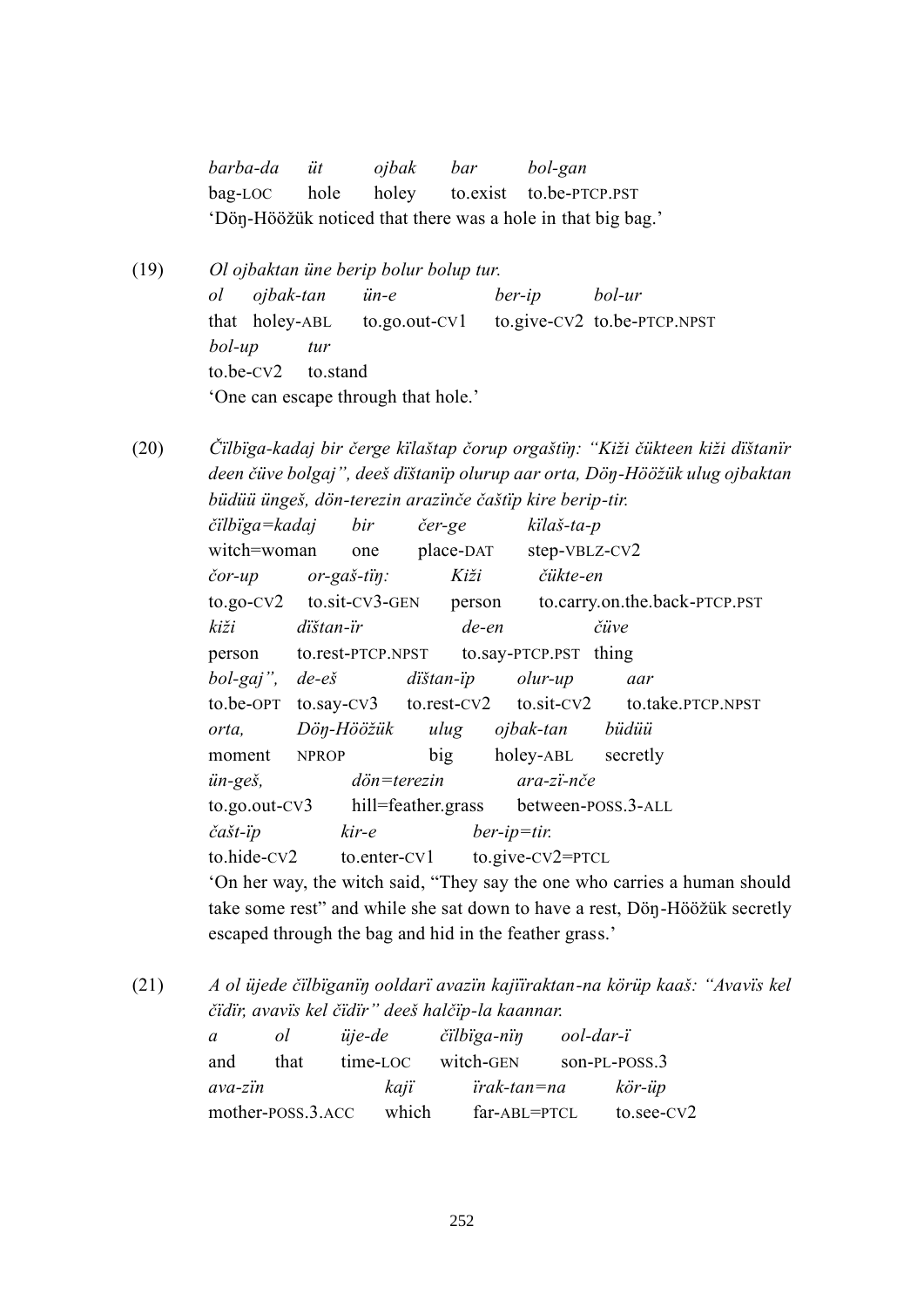*barba-da* &nbsp;&nbsp; *üt* &nbsp;&nbsp; *ojbak* &nbsp;&nbsp; *bar* &nbsp;&nbsp; *bol-gan*
bag-LOC &nbsp;&nbsp; hole &nbsp;&nbsp; holey &nbsp;&nbsp; to.exist &nbsp;&nbsp; to.be-PTCP.PST
'Döŋ-Höözük noticed that there was a hole in that big bag.'

(19) *Ol ojbaktan üne berip bolur bolup tur.*

*ol* &nbsp;&nbsp; *ojbak-tan* &nbsp;&nbsp; *ün-e* &nbsp;&nbsp; *ber-ip* &nbsp;&nbsp; *bol-ur*
that &nbsp;&nbsp; holey-ABL &nbsp;&nbsp; to.go.out-CV1 &nbsp;&nbsp; to.give-CV2 &nbsp;&nbsp; to.be-PTCP.NPST
*bol-up* &nbsp;&nbsp; *tur*
to.be-CV2 &nbsp;&nbsp; to.stand
'One can escape through that hole.'

(20) *Čïlbïga-kadaj bir čerge kïlaštap čorup orgaštïŋ: "Kiži čükteen kiži dïštanïr deen čüve bolgaj", deeš dïštanïp olurup aar orta, Döŋ-Höözük ulug ojbaktan büdüü üngeš, dön-terezin arazïnče čaštïp kire berip-tir.*

*čïlbïga=kadaj* &nbsp;&nbsp; *bir* &nbsp;&nbsp; *čer-ge* &nbsp;&nbsp; *kïlaš-ta-p*
witch=woman &nbsp;&nbsp; one &nbsp;&nbsp; place-DAT &nbsp;&nbsp; step-VBLZ-CV2
*čor-up* &nbsp;&nbsp; *or-gaš-tïŋ:* &nbsp;&nbsp; *Kiži* &nbsp;&nbsp; *čükte-en*
to.go-CV2 &nbsp;&nbsp; to.sit-CV3-GEN &nbsp;&nbsp; person &nbsp;&nbsp; to.carry.on.the.back-PTCP.PST
*kiži* &nbsp;&nbsp; *dïštan-ïr* &nbsp;&nbsp; *de-en* &nbsp;&nbsp; *čüve*
person &nbsp;&nbsp; to.rest-PTCP.NPST &nbsp;&nbsp; to.say-PTCP.PST &nbsp;&nbsp; thing
*bol-gaj",* &nbsp;&nbsp; *de-eš* &nbsp;&nbsp; *dïštan-ïp* &nbsp;&nbsp; *olur-up* &nbsp;&nbsp; *aar*
to.be-OPT &nbsp;&nbsp; to.say-CV3 &nbsp;&nbsp; to.rest-CV2 &nbsp;&nbsp; to.sit-CV2 &nbsp;&nbsp; to.take.PTCP.NPST
*orta,* &nbsp;&nbsp; *Döŋ-Höözük* &nbsp;&nbsp; *ulug* &nbsp;&nbsp; *ojbak-tan* &nbsp;&nbsp; *büdüü*
moment &nbsp;&nbsp; NPROP &nbsp;&nbsp; big &nbsp;&nbsp; holey-ABL &nbsp;&nbsp; secretly
*ün-geš,* &nbsp;&nbsp; *dön=terezin* &nbsp;&nbsp; *ara-zï-nče*
to.go.out-CV3 &nbsp;&nbsp; hill=feather.grass &nbsp;&nbsp; between-POSS.3-ALL
*čašt-ïp* &nbsp;&nbsp; *kir-e* &nbsp;&nbsp; *ber-ip=tir.*
to.hide-CV2 &nbsp;&nbsp; to.enter-CV1 &nbsp;&nbsp; to.give-CV2=PTCL
'On her way, the witch said, "They say the one who carries a human should take some rest" and while she sat down to have a rest, Döŋ-Höözük secretly escaped through the bag and hid in the feather grass.'

(21) *A ol üjede čïlbïganïŋ ooldarï avazïn kajïïraktan-na körüp kaaš: "Avavïs kel čïdïr, avavïs kel čïdïr" deeš halčïp-la kaannar.*

*a* &nbsp;&nbsp; *ol* &nbsp;&nbsp; *üje-de* &nbsp;&nbsp; *čïlbïga-nïŋ* &nbsp;&nbsp; *ool-dar-ï*
and &nbsp;&nbsp; that &nbsp;&nbsp; time-LOC &nbsp;&nbsp; witch-GEN &nbsp;&nbsp; son-PL-POSS.3
*ava-zïn* &nbsp;&nbsp; *kajï* &nbsp;&nbsp; *ïrak-tan=na* &nbsp;&nbsp; *kör-üp*
mother-POSS.3.ACC &nbsp;&nbsp; which &nbsp;&nbsp; far-ABL=PTCL &nbsp;&nbsp; to.see-CV2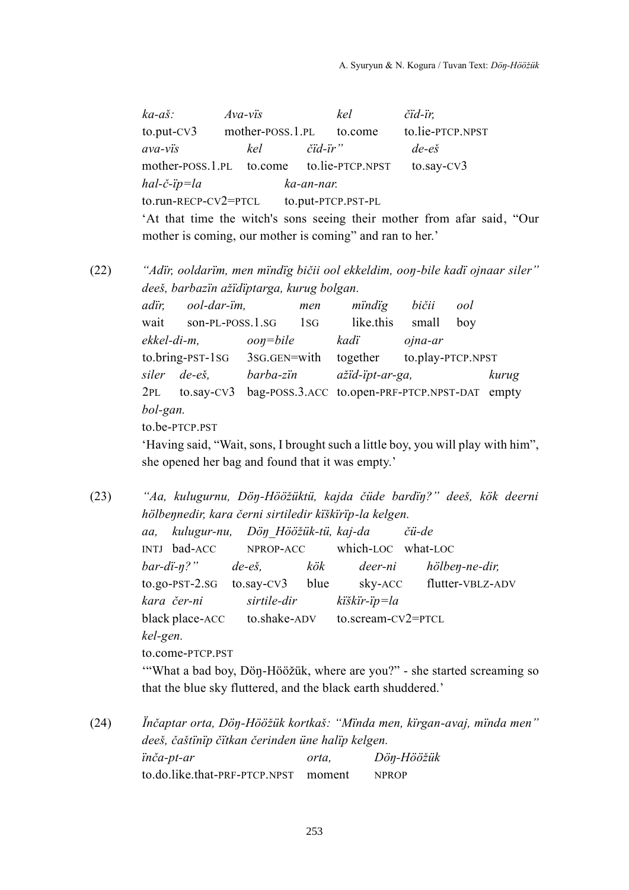| *ka-aš:* | *Ava-vïs* | *kel* | *čïd-ïr,* |
|---|---|---|---|
| to.put-CV3 | mother-POSS.1.PL | to.come | to.lie-PTCP.NPST |

| *ava-vïs* | *kel* | *čïd-ïr"* | *de-eš* |
|---|---|---|---|
| mother-POSS.1.PL | to.come | to.lie-PTCP.NPST | to.say-CV3 |

| *hal-č-ïp=la* | *ka-an-nar.* |
|---|---|
| to.run-RECP-CV2=PTCL | to.put-PTCP.PST-PL |

'At that time the witch's sons seeing their mother from afar said, "Our mother is coming, our mother is coming" and ran to her.'

(22) *"Adïr, ooldarïm, men mïndïg bičii ool ekkeldim, ooŋ-bile kadï ojnaar siler" deeš, barbazïn ažïdïptarga, kurug bolgan.*

| *adïr,* | *ool-dar-ïm,* | *men* | *mïndïg* | *bičii* | *ool* |
|---|---|---|---|---|---|
| wait | son-PL-POSS.1.SG | 1SG | like.this | small | boy |

| *ekkel-di-m,* | *ooŋ=bile* | *kadï* | *ojna-ar* |
|---|---|---|---|
| to.bring-PST-1SG | 3SG.GEN=with | together | to.play-PTCP.NPST |

| *siler* | *de-eš,* | *barba-zïn* | *ažïd-ïpt-ar-ga,* | *kurug* |
|---|---|---|---|---|
| 2PL | to.say-CV3 | bag-POSS.3.ACC | to.open-PRF-PTCP.NPST-DAT | empty |

| *bol-gan.* |
|---|
| to.be-PTCP.PST |

'Having said, "Wait, sons, I brought such a little boy, you will play with him", she opened her bag and found that it was empty.'

(23) *"Aa, kulugurnu, Döŋ-Höžüktü, kajda čüde bardïŋ?" deeš, kök deerni hölbeŋnedir, kara černi sirtiledir kïškïrïp-la kelgen.*

| *aa,* | *kulugur-nu,* | *Döŋ_Höžük-tü,* | *kaj-da* | *čü-de* |
|---|---|---|---|---|
| INTJ | bad-ACC | NPROP-ACC | which-LOC | what-LOC |

| *bar-dï-ŋ?"* | *de-eš,* | *kök* | *deer-ni* | *hölbeŋ-ne-dir,* |
|---|---|---|---|---|
| to.go-PST-2.SG | to.say-CV3 | blue | sky-ACC | flutter-VBLZ-ADV |

| *kara* | *čer-ni* | *sirtile-dir* | *kïškïr-ïp=la* |
|---|---|---|---|
| black | place-ACC | to.shake-ADV | to.scream-CV2=PTCL |

| *kel-gen.* |
|---|
| to.come-PTCP.PST |

'"What a bad boy, Döŋ-Höžük, where are you?" - she started screaming so that the blue sky fluttered, and the black earth shuddered.'

(24) *Ïnčaptar orta, Döŋ-Höžük kortkaš: "Mïnda men, kïrgan-avaj, mïnda men" deeš, čaštïnïp čïtkan čerinden üne halïp kelgen.*

| *ïnča-pt-ar* | *orta,* | *Döŋ-Höžük* |
|---|---|---|
| to.do.like.that-PRF-PTCP.NPST | moment | NPROP |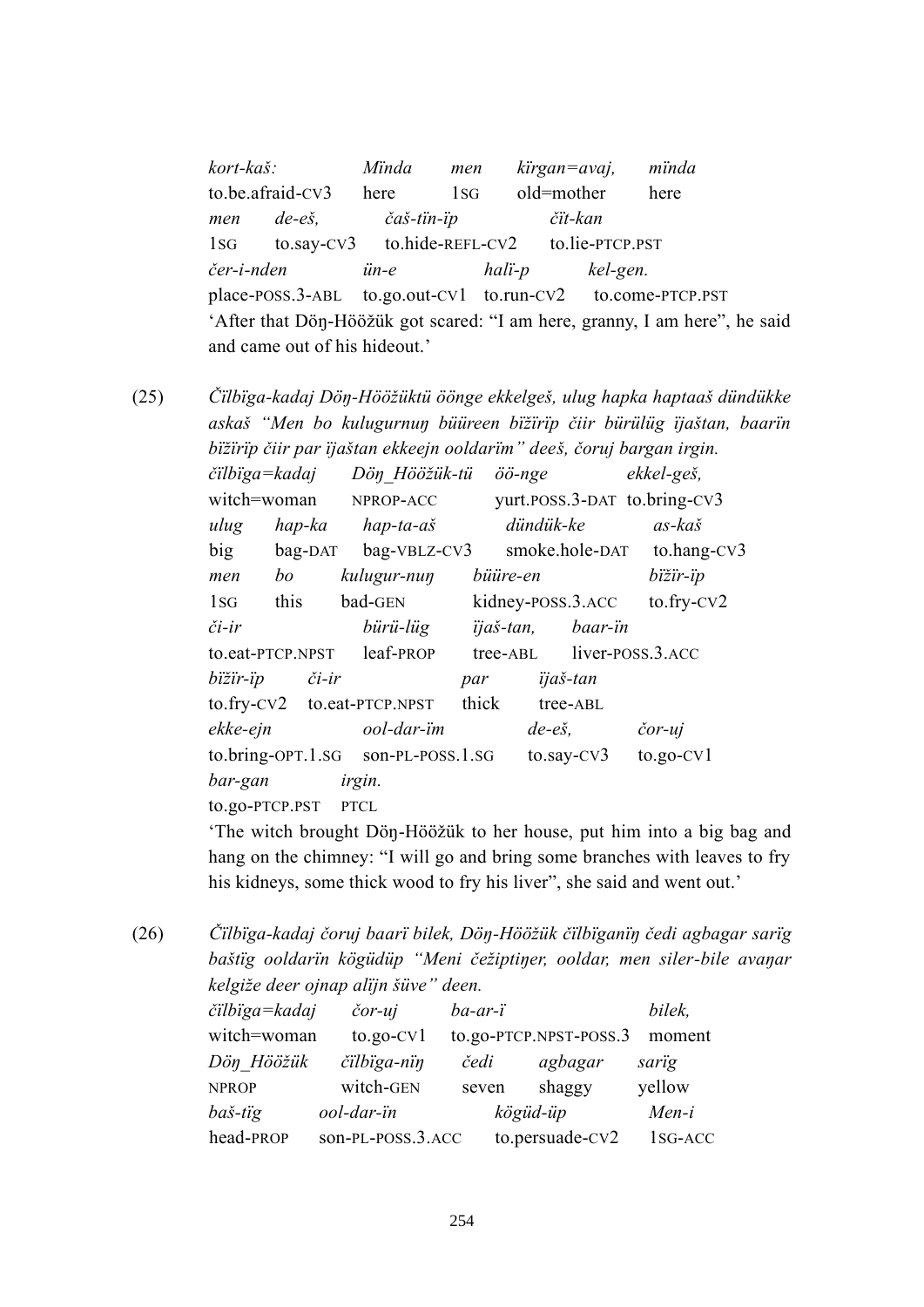*kort-kaš:* *Mïnda* *men* *kïrgan=avaj,* *mïnda*
to.be.afraid-CV3 here 1SG old=mother here
*men* *de-eš,* *čaš-tïn-ïp* *čït-kan*
1SG to.say-CV3 to.hide-REFL-CV2 to.lie-PTCP.PST
*čer-i-nden* *ün-e* *halï-p* *kel-gen.*
place-POSS.3-ABL to.go.out-CV1 to.run-CV2 to.come-PTCP.PST
'After that Döŋ-Hööžük got scared: "I am here, granny, I am here", he said and came out of his hideout.'

(25) *Čïlbïga-kadaj Döŋ-Hööžüktü öönge ekkelgeš, ulug hapka haptaaš dündükke askaš "Men bo kulugurnuŋ büüreen bïžïrïp čiir bürülüg ïjaštan, baarïn bïžïrïp čiir par ïjaštan ekkeejn ooldarïm" deeš, čoruj bargan irgin.*

*čïlbïga=kadaj* *Döŋ_Hööžük-tü* *öö-nge* *ekkel-geš,*
witch=woman NPROP-ACC yurt.POSS.3-DAT to.bring-CV3
*ulug* *hap-ka* *hap-ta-aš* *dündük-ke* *as-kaš*
big bag-DAT bag-VBLZ-CV3 smoke.hole-DAT to.hang-CV3
*men* *bo* *kulugur-nuŋ* *büüre-en* *bïžïr-ïp*
1SG this bad-GEN kidney-POSS.3.ACC to.fry-CV2
*či-ir* *bürü-lüg* *ïjaš-tan,* *baar-ïn*
to.eat-PTCP.NPST leaf-PROP tree-ABL liver-POSS.3.ACC
*bïžïr-ïp* *či-ir* *par* *ïjaš-tan*
to.fry-CV2 to.eat-PTCP.NPST thick tree-ABL
*ekke-ejn* *ool-dar-ïm* *de-eš,* *čor-uj*
to.bring-OPT.1.SG son-PL-POSS.1.SG to.say-CV3 to.go-CV1
*bar-gan* *irgin.*
to.go-PTCP.PST PTCL

'The witch brought Döŋ-Hööžük to her house, put him into a big bag and hang on the chimney: "I will go and bring some branches with leaves to fry his kidneys, some thick wood to fry his liver", she said and went out.'

(26) *Čïlbïga-kadaj čoruj baarï bilek, Döŋ-Hööžük čïlbïganïŋ čedi agbagar sarïg baštïg ooldarïn kögüdüp "Meni čežiptiŋer, ooldar, men siler-bile avaŋar kelgiže deer ojnap alïjn šüve" deen.*

*čïlbïga=kadaj* *čor-uj* *ba-ar-ï* *bilek,*
witch=woman to.go-CV1 to.go-PTCP.NPST-POSS.3 moment
*Döŋ_Hööžük* *čïlbïga-nïŋ* *čedi* *agbagar* *sarïg*
NPROP witch-GEN seven shaggy yellow
*baš-tïg* *ool-dar-ïn* *kögüd-üp* *Men-i*
head-PROP son-PL-POSS.3.ACC to.persuade-CV2 1SG-ACC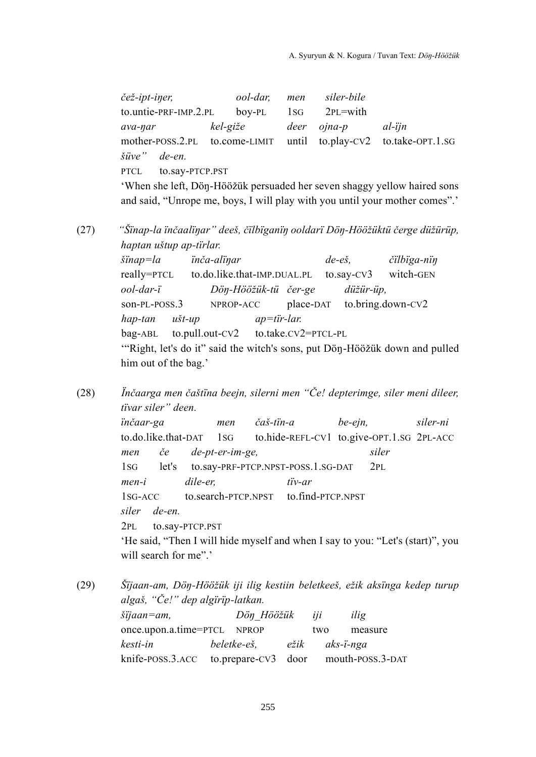*čež-ipt-iŋer,* *ool-dar,* *men* *siler-bile*
to.untie-PRF-IMP.2.PL boy-PL 1SG 2PL=with
*ava-ŋar* *kel-giže* *deer* *ojna-p* *al-ïjn*
mother-POSS.2.PL to.come-LIMIT until to.play-CV2 to.take-OPT.1.SG
*šüve"* *de-en.*
PTCL to.say-PTCP.PST

'When she left, Döŋ-Hööžük persuaded her seven shaggy yellow haired sons and said, "Unrope me, boys, I will play with you until your mother comes".'

(27) *"Šïnap-la ïnčaalïŋar" deeš, čïlbïganïŋ ooldarï Döŋ-Hööžüktü čerge düžürüp, haptan uštup ap-tïrlar.*

*šïnap=la* *ïnča-alïŋar* *de-eš,* *čïlbïga-nïŋ*
really=PTCL to.do.like.that-IMP.DUAL.PL to.say-CV3 witch-GEN
*ool-dar-ï* *Döŋ-Hööžük-tü* *čer-ge* *düžür-üp,*
son-PL-POSS.3 NPROP-ACC place-DAT to.bring.down-CV2
*hap-tan* *ušt-up* *ap=tïr-lar.*
bag-ABL to.pull.out-CV2 to.take.CV2=PTCL-PL

'"Right, let's do it" said the witch's sons, put Döŋ-Hööžük down and pulled him out of the bag.'

(28) *Ïnčaarga men čaštïna beejn, silerni men "Če! depterimge, siler meni dileer, tïvar siler" deen.*

*ïnčaar-ga* *men* *čaš-tïn-a* *be-ejn,* *siler-ni*
to.do.like.that-DAT 1SG to.hide-REFL-CV1 to.give-OPT.1.SG 2PL-ACC
*men* *če* *de-pt-er-im-ge,* *siler*
1SG let's to.say-PRF-PTCP.NPST-POSS.1.SG-DAT 2PL
*men-i* *dile-er,* *tïv-ar*
1SG-ACC to.search-PTCP.NPST to.find-PTCP.NPST
*siler* *de-en.*
2PL to.say-PTCP.PST

'He said, "Then I will hide myself and when I say to you: "Let's (start)", you will search for me".'

(29) *Šïjaan-am, Döŋ-Hööžük iji ilig kestiin beletkeeš, ežik aksïnga kedep turup algaš, "Če!" dep algïrïp-latkan.*

*šïjaan=am,* *Döŋ_Hööžük* *iji* *ilig*
once.upon.a.time=PTCL NPROP two measure
*kesti-in* *beletke-eš,* *ežik* *aks-ï-nga*
knife-POSS.3.ACC to.prepare-CV3 door mouth-POSS.3-DAT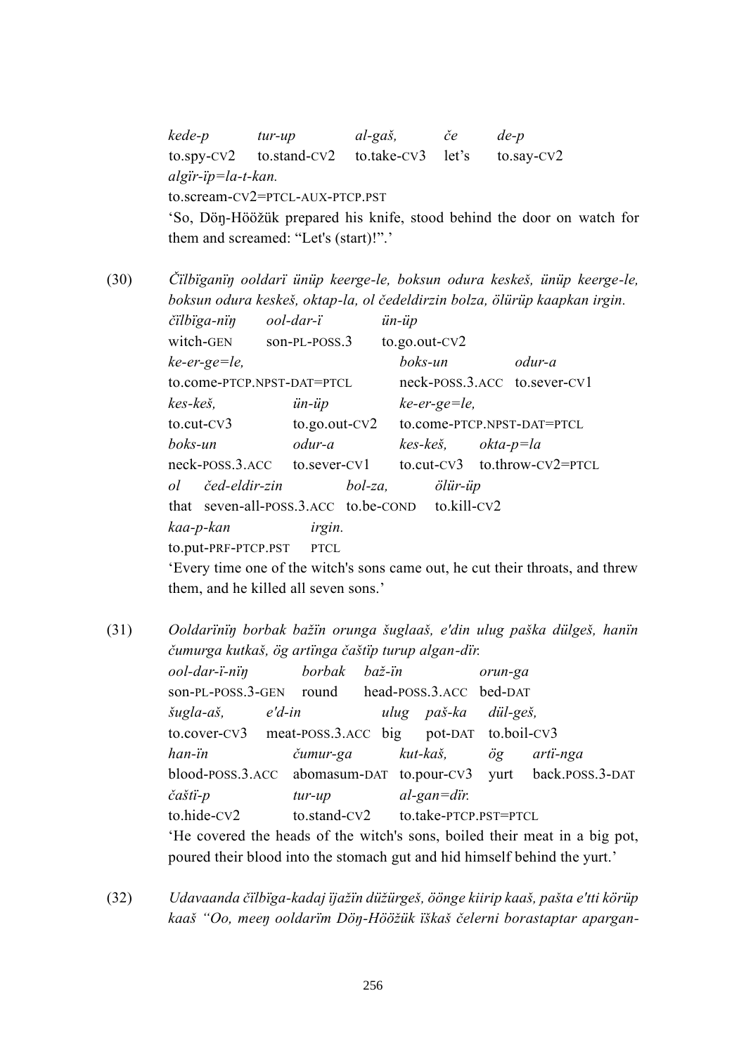*kede-p* *tur-up* *al-gaš,* *če* *de-p*
to.spy-CV2 to.stand-CV2 to.take-CV3 let's to.say-CV2
*algïr-ïp=la-t-kan.*
to.scream-CV2=PTCL-AUX-PTCP.PST
'So, Döŋ-Hööžük prepared his knife, stood behind the door on watch for them and screamed: "Let's (start)!".'

(30) *Čïlbïganïŋ ooldarï ünüp keerge-le, boksun odura keskeš, ünüp keerge-le, boksun odura keskeš, oktap-la, ol čedeldirzin bolza, ölürüp kaapkan irgin.*
*čïlbïga-nïŋ* *ool-dar-ï* *ün-üp*
witch-GEN son-PL-POSS.3 to.go.out-CV2
*ke-er-ge=le,* *boks-un* *odur-a*
to.come-PTCP.NPST-DAT=PTCL neck-POSS.3.ACC to.sever-CV1
*kes-keš,* *ün-üp* *ke-er-ge=le,*
to.cut-CV3 to.go.out-CV2 to.come-PTCP.NPST-DAT=PTCL
*boks-un* *odur-a* *kes-keš,* *okta-p=la*
neck-POSS.3.ACC to.sever-CV1 to.cut-CV3 to.throw-CV2=PTCL
*ol* *čed-eldir-zin* *bol-za,* *ölür-üp*
that seven-all-POSS.3.ACC to.be-COND to.kill-CV2
*kaa-p-kan* *irgin.*
to.put-PRF-PTCP.PST PTCL
'Every time one of the witch's sons came out, he cut their throats, and threw them, and he killed all seven sons.'

(31) *Ooldarïnïŋ borbak bažïn orunga šuglaaš, e'din ulug paška dülgeš, hanïn čumurga kutkaš, ög artïnga čaštïp turup algan-dïr.*
*ool-dar-ï-nïŋ* *borbak* *baž-ïn* *orun-ga*
son-PL-POSS.3-GEN round head-POSS.3.ACC bed-DAT
*šugla-aš,* *e'd-in* *ulug* *paš-ka* *dül-geš,*
to.cover-CV3 meat-POSS.3.ACC big pot-DAT to.boil-CV3
*han-ïn* *čumur-ga* *kut-kaš,* *ög* *artï-nga*
blood-POSS.3.ACC abomasum-DAT to.pour-CV3 yurt back.POSS.3-DAT
*čaštï-p* *tur-up* *al-gan=dïr.*
to.hide-CV2 to.stand-CV2 to.take-PTCP.PST=PTCL
'He covered the heads of the witch's sons, boiled their meat in a big pot, poured their blood into the stomach gut and hid himself behind the yurt.'

(32) *Udavaanda čïlbïga-kadaj ïjažïn düžürgeš, öönge kiirip kaaš, pašta e'tti körüp kaaš "Oo, meeŋ ooldarïm Döŋ-Hööžük ïškaš čelerni borastaptar apargan-*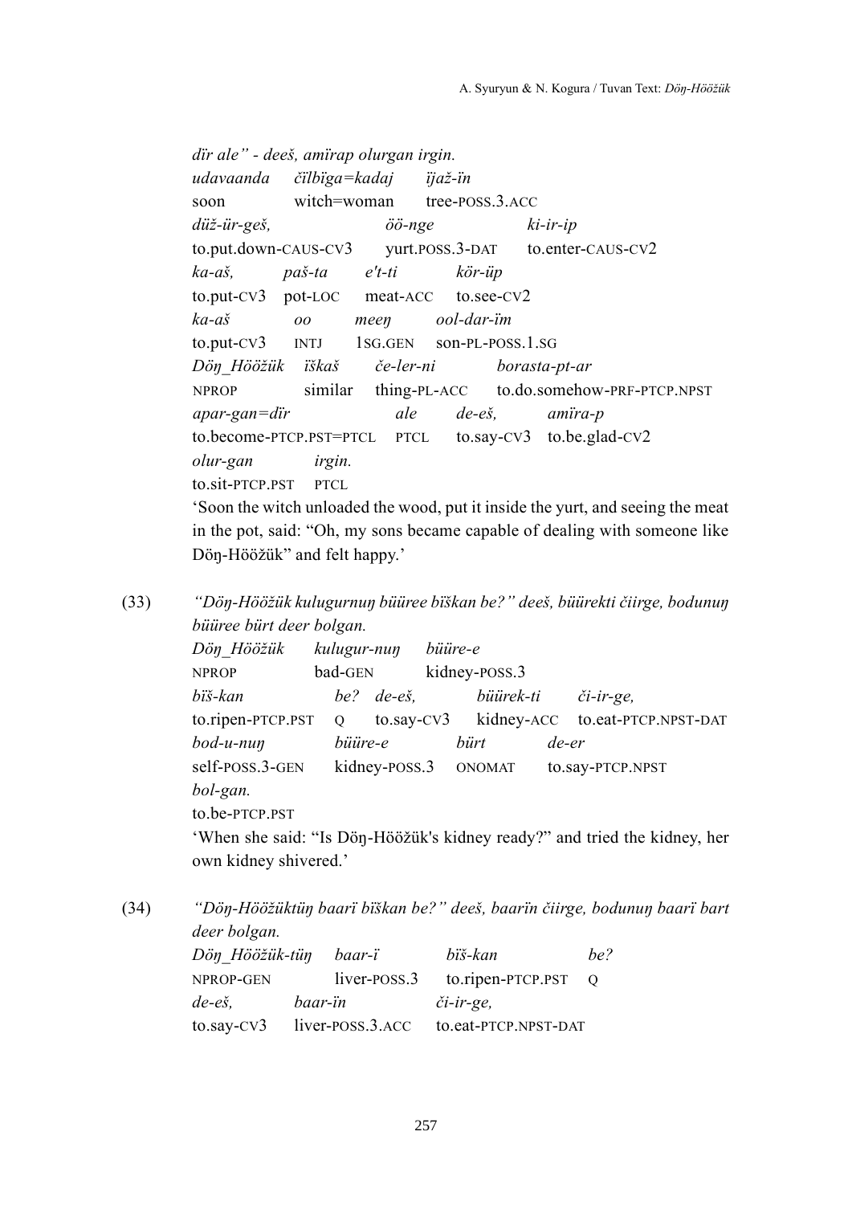*dïr ale" - deeš, amïrap olurgan irgin.*

| *udavaanda* | *čïlbïga=kadaj* | *ïjaž-ïn* |
|---|---|---|
| soon | witch=woman | tree-POSS.3.ACC |

| *düž-ür-geš,* | *öö-nge* | *ki-ir-ip* |
|---|---|---|
| to.put.down-CAUS-CV3 | yurt.POSS.3-DAT | to.enter-CAUS-CV2 |

| *ka-aš,* | *paš-ta* | *e't-ti* | *kör-üp* |
|---|---|---|---|
| to.put-CV3 | pot-LOC | meat-ACC | to.see-CV2 |

| *ka-aš* | *oo* | *meeŋ* | *ool-dar-ïm* |
|---|---|---|---|
| to.put-CV3 | INTJ | 1SG.GEN | son-PL-POSS.1.SG |

| *Döŋ_Hööžük* | *iškaš* | *če-ler-ni* | *borasta-pt-ar* |
|---|---|---|---|
| NPROP | similar | thing-PL-ACC | to.do.somehow-PRF-PTCP.NPST |

| *apar-gan=dïr* | *ale* | *de-eš,* | *amïra-p* |
|---|---|---|---|
| to.become-PTCP.PST=PTCL | PTCL | to.say-CV3 | to.be.glad-CV2 |

| *olur-gan* | *irgin.* |
|---|---|
| to.sit-PTCP.PST | PTCL |

'Soon the witch unloaded the wood, put it inside the yurt, and seeing the meat in the pot, said: "Oh, my sons became capable of dealing with someone like Döŋ-Hööžük" and felt happy.'

(33) *"Döŋ-Hööžük kulugurnuŋ büüree bïškan be?" deeš, büürekti čiirge, bodunuŋ büüree bürt deer bolgan.*

| *Döŋ_Hööžük* | *kulugur-nuŋ* | *büüre-e* |
|---|---|---|
| NPROP | bad-GEN | kidney-POSS.3 |

| *bïš-kan* | *be?* | *de-eš,* | *büürek-ti* | *či-ir-ge,* |
|---|---|---|---|---|
| to.ripen-PTCP.PST | Q | to.say-CV3 | kidney-ACC | to.eat-PTCP.NPST-DAT |

| *bod-u-nuŋ* | *büüre-e* | *bürt* | *de-er* |
|---|---|---|---|
| self-POSS.3-GEN | kidney-POSS.3 | ONOMAT | to.say-PTCP.NPST |

| *bol-gan.* |
|---|
| to.be-PTCP.PST |

'When she said: "Is Döŋ-Hööžük's kidney ready?" and tried the kidney, her own kidney shivered.'

(34) *"Döŋ-Hööžüktüŋ baarï bïškan be?" deeš, baarïn čiirge, bodunuŋ baarï bart deer bolgan.*

| *Döŋ_Hööžük-tüŋ* | *baar-ï* | *bïš-kan* | *be?* |
|---|---|---|---|
| NPROP-GEN | liver-POSS.3 | to.ripen-PTCP.PST | Q |

| *de-eš,* | *baar-ïn* | *či-ir-ge,* |
|---|---|---|
| to.say-CV3 | liver-POSS.3.ACC | to.eat-PTCP.NPST-DAT |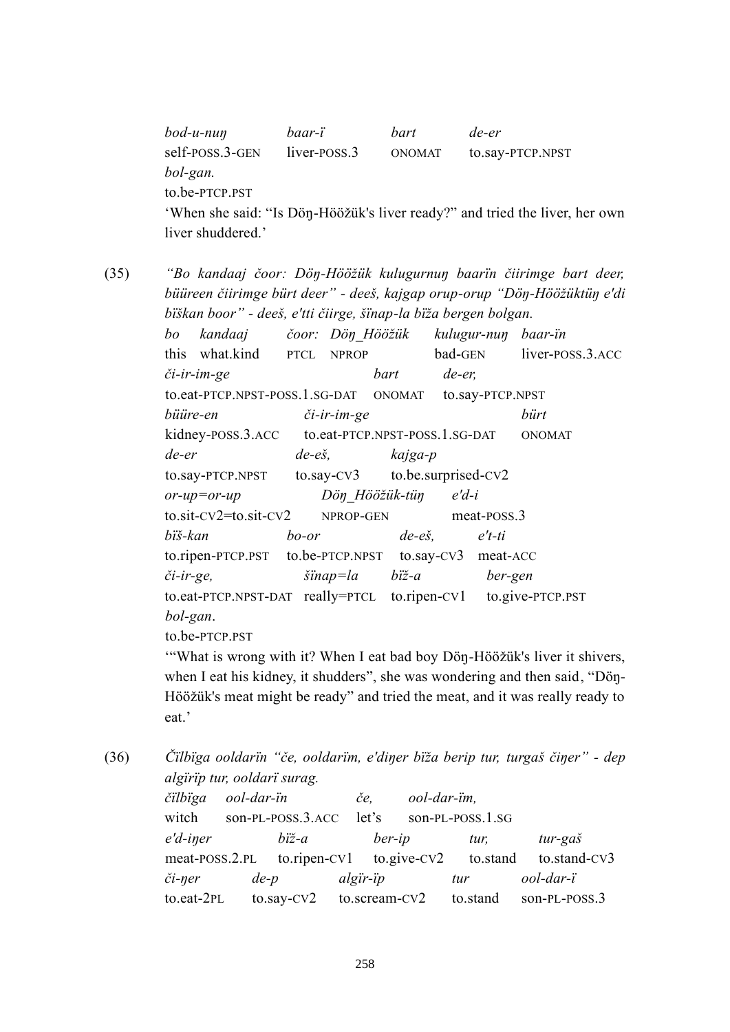| *bod-u-nuŋ* | *baar-ï* | *bart* | *de-er* |
|---|---|---|---|
| self-POSS.3-GEN | liver-POSS.3 | ONOMAT | to.say-PTCP.NPST |
| *bol-gan.* | | | |
| to.be-PTCP.PST | | | |

'When she said: "Is Döŋ-Höözük's liver ready?" and tried the liver, her own liver shuddered.'

(35) *"Bo kandaaj čoor: Döŋ-Höözük kulugurnuŋ baarïn čiirimge bart deer, büüreen čiirimge bürt deer" - deeš, kajgap orup-orup "Döŋ-Höözüktüŋ e'di bïškan boor" - deeš, e'tti čiirge, šïnap-la bïža bergen bolgan.*

| *bo* | *kandaaj* | *čoor:* | *Döŋ_Höözük* | *kulugur-nuŋ* | *baar-ïn* |
|---|---|---|---|---|---|
| this | what.kind | PTCL | NPROP | bad-GEN | liver-POSS.3.ACC |
| *či-ir-im-ge* | | *bart* | *de-er,* | | |
| to.eat-PTCP.NPST-POSS.1.SG-DAT | | ONOMAT | to.say-PTCP.NPST | | |
| *büüre-en* | *či-ir-im-ge* | | *bürt* | | |
| kidney-POSS.3.ACC | to.eat-PTCP.NPST-POSS.1.SG-DAT | | ONOMAT | | |
| *de-er* | *de-eš,* | *kajga-p* | | | |
| to.say-PTCP.NPST | to.say-CV3 | to.be.surprised-CV2 | | | |
| *or-up=or-up* | *Döŋ_Höözük-tüŋ* | *e'd-i* | | | |
| to.sit-CV2=to.sit-CV2 | NPROP-GEN | meat-POSS.3 | | | |
| *bïš-kan* | *bo-or* | *de-eš,* | *e't-ti* | | |
| to.ripen-PTCP.PST | to.be-PTCP.NPST | to.say-CV3 | meat-ACC | | |
| *či-ir-ge,* | *šïnap=la* | *bïž-a* | *ber-gen* | | |
| to.eat-PTCP.NPST-DAT | really=PTCL | to.ripen-CV1 | to.give-PTCP.PST | | |
| *bol-gan.* | | | | | |
| to.be-PTCP.PST | | | | | |

'"What is wrong with it? When I eat bad boy Döŋ-Höözük's liver it shivers, when I eat his kidney, it shudders", she was wondering and then said, "Döŋ-Höözük's meat might be ready" and tried the meat, and it was really ready to eat.'

(36) *Čïlbïga ooldarïn "če, ooldarïm, e'diŋer bïža berip tur, turgaš čiŋer" - dep algïrïp tur, ooldarï surag.*

| *čïlbïga* | *ool-dar-ïn* | *če,* | *ool-dar-ïm,* | |
|---|---|---|---|---|
| witch | son-PL-POSS.3.ACC | let's | son-PL-POSS.1.SG | |
| *e'd-iŋer* | *bïž-a* | *ber-ip* | *tur,* | *tur-gaš* |
| meat-POSS.2.PL | to.ripen-CV1 | to.give-CV2 | to.stand | to.stand-CV3 |
| *či-ŋer* | *de-p* | *algïr-ïp* | *tur* | *ool-dar-ï* |
| to.eat-2PL | to.say-CV2 | to.scream-CV2 | to.stand | son-PL-POSS.3 |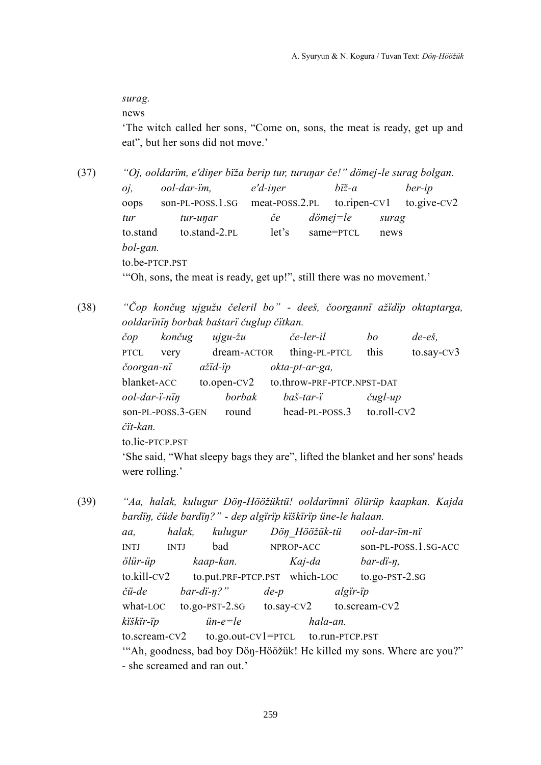*surag.*
news
'The witch called her sons, "Come on, sons, the meat is ready, get up and eat", but her sons did not move.'

(37) *"Oj, ooldarïm, e'diŋer bïža berip tur, turuŋar če!" dömej-le surag bolgan.*

| *oj,* | *ool-dar-ïm,* | *e'd-iŋer* | *bïž-a* | *ber-ip* |
|---|---|---|---|---|
| oops | son-PL-POSS.1.SG | meat-POSS.2.PL | to.ripen-CV1 | to.give-CV2 |
| *tur* | *tur-uŋar* | *če* | *dömej=le* | *surag* |
| to.stand | to.stand-2.PL | let's | same=PTCL | news |
| *bol-gan.* | | | | |
| to.be-PTCP.PST | | | | |

'"Oh, sons, the meat is ready, get up!", still there was no movement.'

(38) *"Čop končug ujgužu čeleril bo" - deeš, čoorgannï ažïdïp oktaptarga, ooldarïnïŋ borbak baštarï čuglup čïtkan.*

| *čop* | *končug* | *ujgu-žu* | *če-ler-il* | *bo* | *de-eš,* |
|---|---|---|---|---|---|
| PTCL | very | dream-ACTOR | thing-PL-PTCL | this | to.say-CV3 |
| *čoorgan-nï* | *ažïd-ïp* | *okta-pt-ar-ga,* | | | |
| blanket-ACC | to.open-CV2 | to.throw-PRF-PTCP.NPST-DAT | | | |
| *ool-dar-ï-nïŋ* | *borbak* | *baš-tar-ï* | *čugl-up* | | |
| son-PL-POSS.3-GEN | round | head-PL-POSS.3 | to.roll-CV2 | | |
| *čït-kan.* | | | | | |
| to.lie-PTCP.PST | | | | | |

'She said, "What sleepy bags they are", lifted the blanket and her sons' heads were rolling.'

(39) *"Aa, halak, kulugur Döŋ-Hööžüktü! ooldarïmnï ölürüp kaapkan. Kajda bardïŋ, čüde bardïŋ?" - dep algïrïp kïškïrïp üne-le halaan.*

| *aa,* | *halak,* | *kulugur* | *Döŋ_Hööžük-tü* | *ool-dar-ïm-nï* |
|---|---|---|---|---|
| INTJ | INTJ | bad | NPROP-ACC | son-PL-POSS.1.SG-ACC |
| *ölür-üp* | *kaap-kan.* | *Kaj-da* | *bar-dï-ŋ,* | |
| to.kill-CV2 | to.put.PRF-PTCP.PST | which-LOC | to.go-PST-2.SG | |
| *čü-de* | *bar-dï-ŋ?"* | *de-p* | *algïr-ïp* | |
| what-LOC | to.go-PST-2.SG | to.say-CV2 | to.scream-CV2 | |
| *kïškïr-ïp* | *ün-e=le* | *hala-an.* | | |
| to.scream-CV2 | to.go.out-CV1=PTCL | to.run-PTCP.PST | | |

'"Ah, goodness, bad boy Döŋ-Hööžük! He killed my sons. Where are you?" - she screamed and ran out.'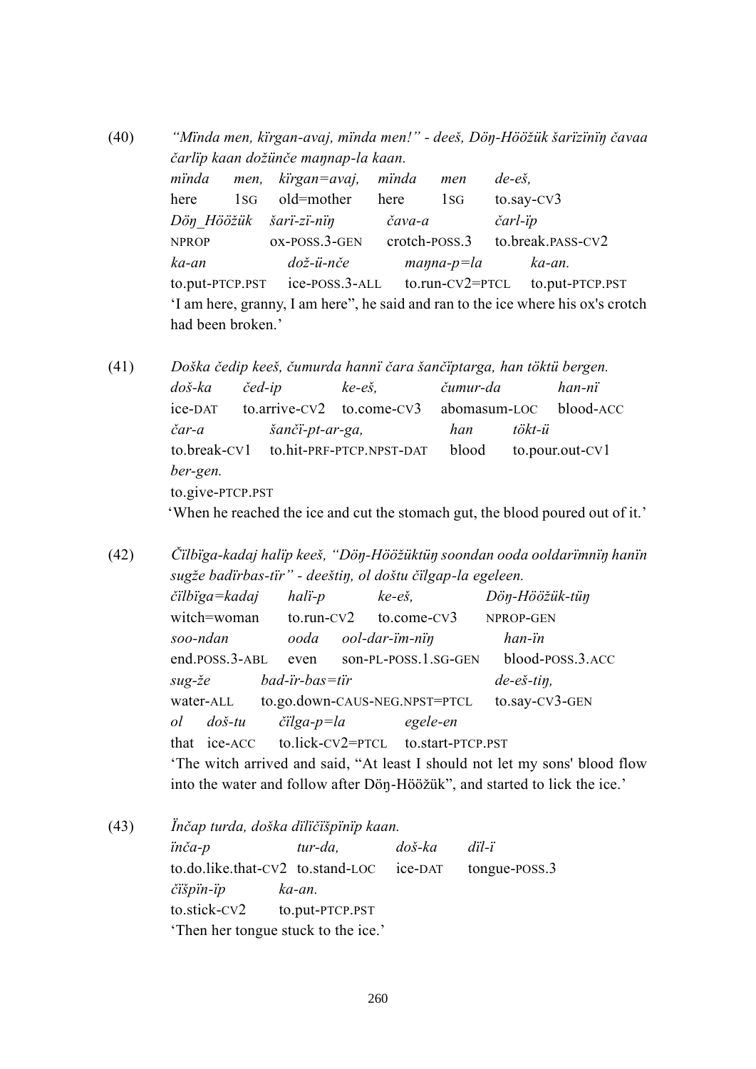(40) *"Mïnda men, kïrgan-avaj, mïnda men!" - deeš, Döŋ-Hööžük šarïzïnïŋ čavaa čarlïp kaan dožünče maŋnap-la kaan.*

| *mïnda* | *men,* | *kïrgan=avaj,* | *mïnda* | *men* | *de-eš,* |
|---|---|---|---|---|---|
| here | 1SG | old=mother | here | 1SG | to.say-CV3 |

| *Döŋ_Hööžük* | *šarï-zï-nïŋ* | *čava-a* | *čarl-ïp* |
|---|---|---|---|
| NPROP | ox-POSS.3-GEN | crotch-POSS.3 | to.break.PASS-CV2 |

| *ka-an* | *dož-ü-nče* | *maŋna-p=la* | *ka-an.* |
|---|---|---|---|
| to.put-PTCP.PST | ice-POSS.3-ALL | to.run-CV2=PTCL | to.put-PTCP.PST |

'I am here, granny, I am here", he said and ran to the ice where his ox's crotch had been broken.'

(41) *Doška čedip keeš, čumurda hannï čara šančïptarga, han töktü bergen.*

| *doš-ka* | *čed-ip* | *ke-eš,* | *čumur-da* | *han-nï* |
|---|---|---|---|---|
| ice-DAT | to.arrive-CV2 | to.come-CV3 | abomasum-LOC | blood-ACC |

| *čar-a* | *šančï-pt-ar-ga,* | *han* | *tökt-ü* |
|---|---|---|---|
| to.break-CV1 | to.hit-PRF-PTCP.NPST-DAT | blood | to.pour.out-CV1 |

| *ber-gen.* |
|---|
| to.give-PTCP.PST |

'When he reached the ice and cut the stomach gut, the blood poured out of it.'

(42) *Čïlbïga-kadaj halïp keeš, "Döŋ-Hööžüktüŋ soondan ooda ooldarïmnïŋ hanïn sugže badïrbas-tïr" - deeštiŋ, ol doštu čïlgap-la egeleen.*

| *čïlbïga=kadaj* | *halï-p* | *ke-eš,* | *Döŋ-Hööžük-tüŋ* |
|---|---|---|---|
| witch=woman | to.run-CV2 | to.come-CV3 | NPROP-GEN |

| *soo-ndan* | *ooda* | *ool-dar-ïm-nïŋ* | *han-ïn* |
|---|---|---|---|
| end.POSS.3-ABL | even | son-PL-POSS.1.SG-GEN | blood-POSS.3.ACC |

| *sug-že* | *bad-ïr-bas=tïr* | *de-eš-tiŋ,* |
|---|---|---|
| water-ALL | to.go.down-CAUS-NEG.NPST=PTCL | to.say-CV3-GEN |

| *ol* | *doš-tu* | *čïlga-p=la* | *egele-en* |
|---|---|---|---|
| that | ice-ACC | to.lick-CV2=PTCL | to.start-PTCP.PST |

'The witch arrived and said, "At least I should not let my sons' blood flow into the water and follow after Döŋ-Hööžük", and started to lick the ice.'

(43) *Ïnčap turda, doška dïlïčïšpïnïp kaan.*

| *ïnča-p* | *tur-da,* | *doš-ka* | *dïl-ï* |
|---|---|---|---|
| to.do.like.that-CV2 | to.stand-LOC | ice-DAT | tongue-POSS.3 |

| *čïšpïn-ïp* | *ka-an.* |
|---|---|
| to.stick-CV2 | to.put-PTCP.PST |

'Then her tongue stuck to the ice.'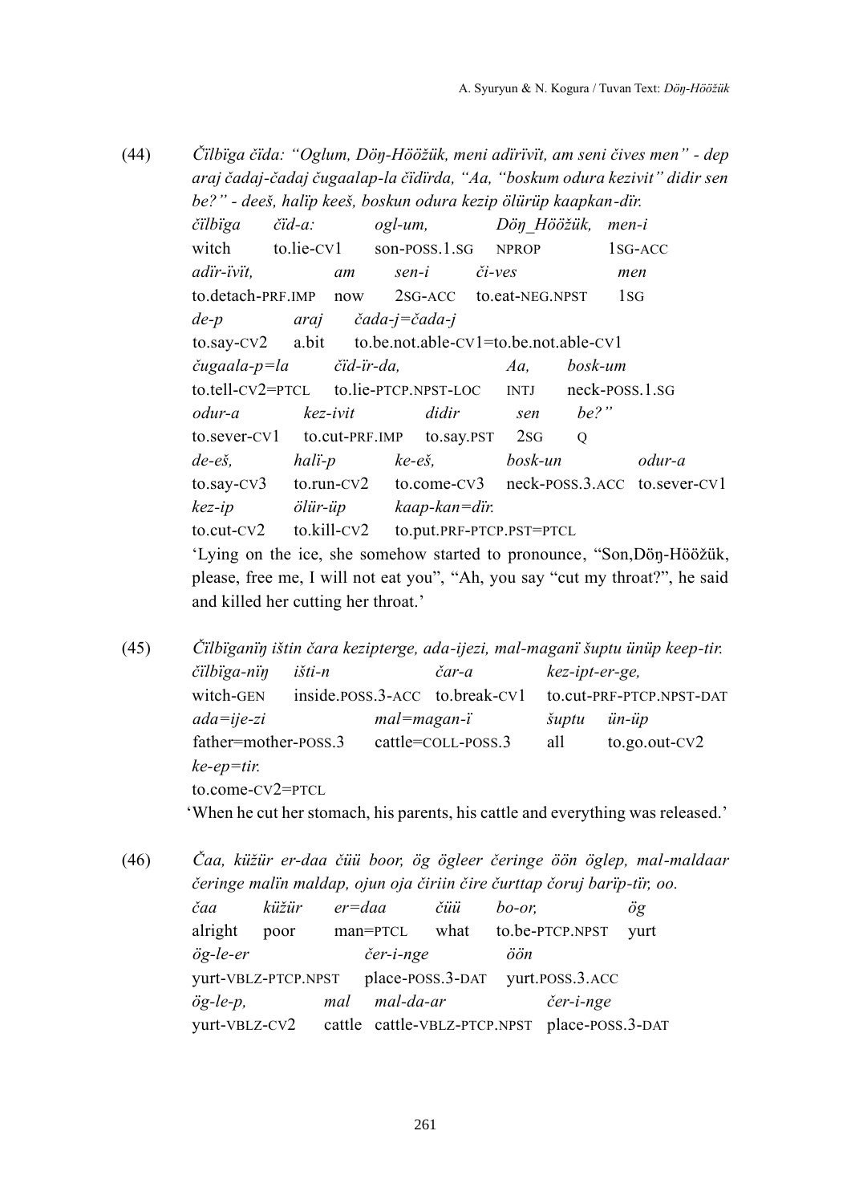(44) *Čïlbïga čïda: "Oglum, Döŋ-Hööžük, meni adïrïvït, am seni čives men" - dep araj čadaj-čadaj čugaalap-la čïdïrda, "Aa, "boskum odura kezivit" didir sen be?" - deeš, halïp keeš, boskun odura kezip ölürüp kaapkan-dïr.*

| *čïlbïga* | *čïd-a:* | *ogl-um,* | *Döŋ_Hööžük,* | *men-i* |
|---|---|---|---|---|
| witch | to.lie-CV1 | son-POSS.1.SG | NPROP | 1SG-ACC |

| *adïr-ïvït,* | *am* | *sen-i* | *či-ves* | *men* |
|---|---|---|---|---|
| to.detach-PRF.IMP | now | 2SG-ACC | to.eat-NEG.NPST | 1SG |

| *de-p* | *araj* | *čada-j=čada-j* |
|---|---|---|
| to.say-CV2 | a.bit | to.be.not.able-CV1=to.be.not.able-CV1 |

| *čugaala-p=la* | *čïd-ïr-da,* | *Aa,* | *bosk-um* |
|---|---|---|---|
| to.tell-CV2=PTCL | to.lie-PTCP.NPST-LOC | INTJ | neck-POSS.1.SG |

| *odur-a* | *kez-ivit* | *didir* | *sen* | *be?"* |
|---|---|---|---|---|
| to.sever-CV1 | to.cut-PRF.IMP | to.say.PST | 2SG | Q |

| *de-eš,* | *halï-p* | *ke-eš,* | *bosk-un* | *odur-a* |
|---|---|---|---|---|
| to.say-CV3 | to.run-CV2 | to.come-CV3 | neck-POSS.3.ACC | to.sever-CV1 |

| *kez-ip* | *ölür-üp* | *kaap-kan=dïr.* |
|---|---|---|
| to.cut-CV2 | to.kill-CV2 | to.put.PRF-PTCP.PST=PTCL |

'Lying on the ice, she somehow started to pronounce, "Son,Döŋ-Hööžük, please, free me, I will not eat you", "Ah, you say "cut my throat?", he said and killed her cutting her throat.'

(45) *Čïlbïganïŋ ištin čara kezipterge, ada-ijezi, mal-maganï šuptu ünüp keep-tir.*

| *čïlbïga-nïŋ* | *išti-n* | *čar-a* | *kez-ipt-er-ge,* |
|---|---|---|---|
| witch-GEN | inside.POSS.3-ACC | to.break-CV1 | to.cut-PRF-PTCP.NPST-DAT |

| *ada=ije-zi* | *mal=magan-ï* | *šuptu* | *ün-üp* |
|---|---|---|---|
| father=mother-POSS.3 | cattle=COLL-POSS.3 | all | to.go.out-CV2 |

| *ke-ep=tir.* |
|---|
| to.come-CV2=PTCL |

'When he cut her stomach, his parents, his cattle and everything was released.'

(46) *Čaa, küžür er-daa čüü boor, ög ögleer čeringe öön öglep, mal-maldaar čeringe malïn maldap, ojun oja čiriin čire čurttap čoruj barïp-tïr, oo.*

| *čaa* | *küžür* | *er=daa* | *čüü* | *bo-or,* | *ög* |
|---|---|---|---|---|---|
| alright | poor | man=PTCL | what | to.be-PTCP.NPST | yurt |

| *ög-le-er* | *čer-i-nge* | *öön* |
|---|---|---|
| yurt-VBLZ-PTCP.NPST | place-POSS.3-DAT | yurt.POSS.3.ACC |

| *ög-le-p,* | *mal* | *mal-da-ar* | *čer-i-nge* |
|---|---|---|---|
| yurt-VBLZ-CV2 | cattle | cattle-VBLZ-PTCP.NPST | place-POSS.3-DAT |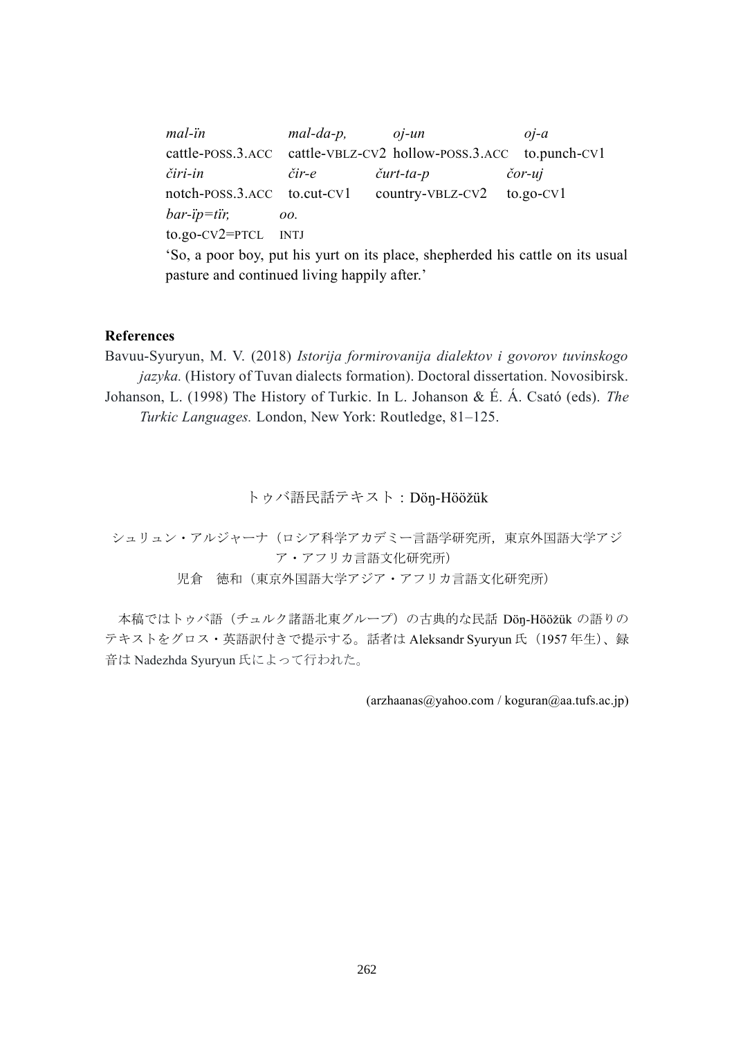| | | | |
|---|---|---|---|
| *mal-ïn* | *mal-da-p,* | *oj-un* | *oj-a* |
| cattle-POSS.3.ACC | cattle-VBLZ-CV2 | hollow-POSS.3.ACC | to.punch-CV1 |
| *čiri-in* | *čir-e* | *čurt-ta-p* | *čor-uj* |
| notch-POSS.3.ACC | to.cut-CV1 | country-VBLZ-CV2 | to.go-CV1 |
| *bar-ïp=tïr,* | *oo.* | | |
| to.go-CV2=PTCL | INTJ | | |

'So, a poor boy, put his yurt on its place, shepherded his cattle on its usual pasture and continued living happily after.'

**References**

Bavuu-Syuryun, M. V. (2018) *Istorija formirovanija dialektov i govorov tuvinskogo jazyka.* (History of Tuvan dialects formation). Doctoral dissertation. Novosibirsk.

Johanson, L. (1998) The History of Turkic. In L. Johanson & É. Á. Csató (eds). *The Turkic Languages.* London, New York: Routledge, 81–125.

## トゥバ語民話テキスト：Döŋ-Hööžük

シュリュン・アルジャーナ（ロシア科学アカデミー言語学研究所，東京外国語大学アジア・アフリカ言語文化研究所）

児倉　徳和（東京外国語大学アジア・アフリカ言語文化研究所）

本稿ではトゥバ語（チュルク諸語北東グループ）の古典的な民話 Döŋ-Hööžük の語りのテキストをグロス・英語訳付きで提示する。話者は Aleksandr Syuryun 氏（1957 年生）、録音は Nadezhda Syuryun 氏によって行われた。

(arzhaanas@yahoo.com / koguran@aa.tufs.ac.jp)